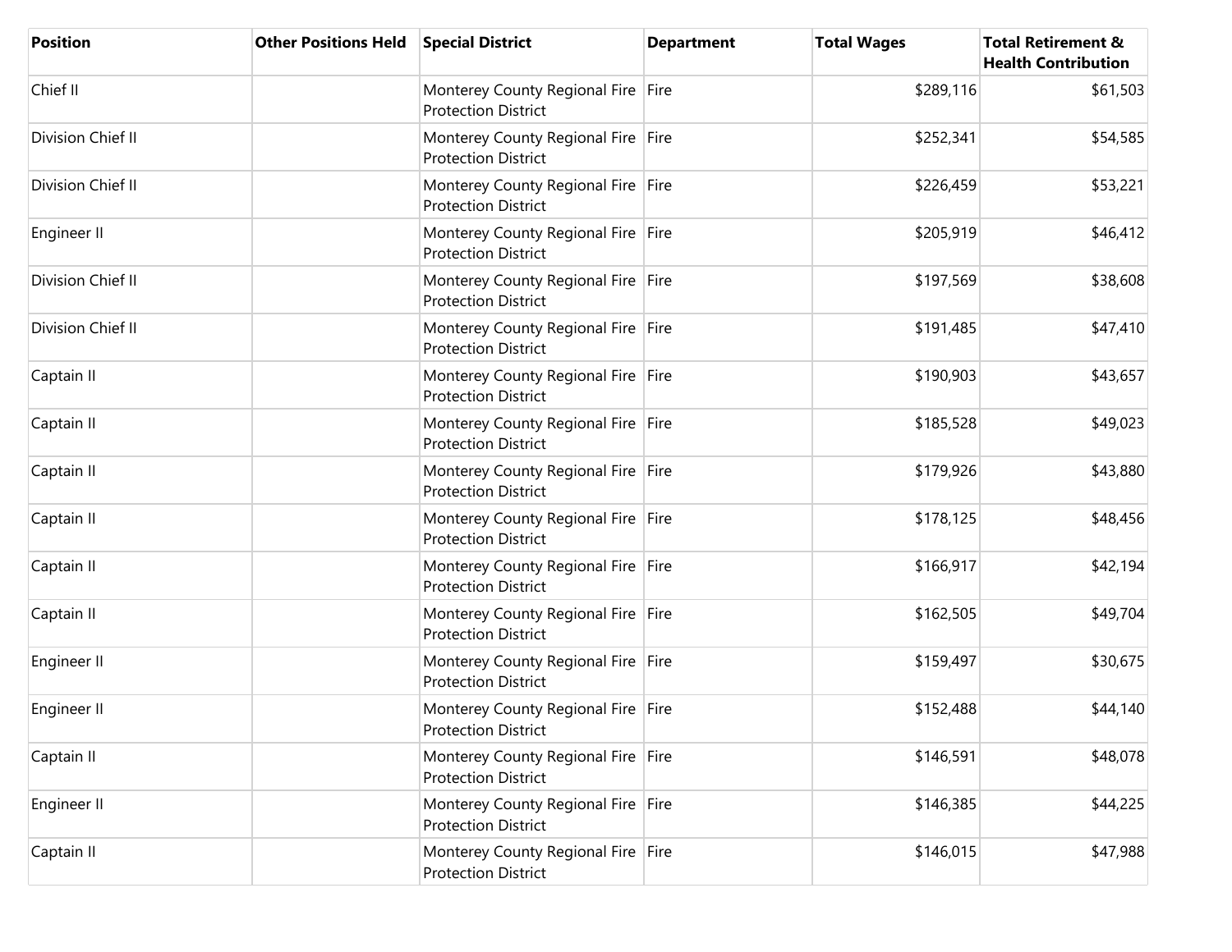| Position | Other Positions Held | Special District | Department | Total Wages | Total Retirement & Health Contribution |
|---|---|---|---|---|---|
| Chief II | | Monterey County Regional Fire Protection District | Fire | $289,116 | $61,503 |
| Division Chief II | | Monterey County Regional Fire Protection District | Fire | $252,341 | $54,585 |
| Division Chief II | | Monterey County Regional Fire Protection District | Fire | $226,459 | $53,221 |
| Engineer II | | Monterey County Regional Fire Protection District | Fire | $205,919 | $46,412 |
| Division Chief II | | Monterey County Regional Fire Protection District | Fire | $197,569 | $38,608 |
| Division Chief II | | Monterey County Regional Fire Protection District | Fire | $191,485 | $47,410 |
| Captain II | | Monterey County Regional Fire Protection District | Fire | $190,903 | $43,657 |
| Captain II | | Monterey County Regional Fire Protection District | Fire | $185,528 | $49,023 |
| Captain II | | Monterey County Regional Fire Protection District | Fire | $179,926 | $43,880 |
| Captain II | | Monterey County Regional Fire Protection District | Fire | $178,125 | $48,456 |
| Captain II | | Monterey County Regional Fire Protection District | Fire | $166,917 | $42,194 |
| Captain II | | Monterey County Regional Fire Protection District | Fire | $162,505 | $49,704 |
| Engineer II | | Monterey County Regional Fire Protection District | Fire | $159,497 | $30,675 |
| Engineer II | | Monterey County Regional Fire Protection District | Fire | $152,488 | $44,140 |
| Captain II | | Monterey County Regional Fire Protection District | Fire | $146,591 | $48,078 |
| Engineer II | | Monterey County Regional Fire Protection District | Fire | $146,385 | $44,225 |
| Captain II | | Monterey County Regional Fire Protection District | Fire | $146,015 | $47,988 |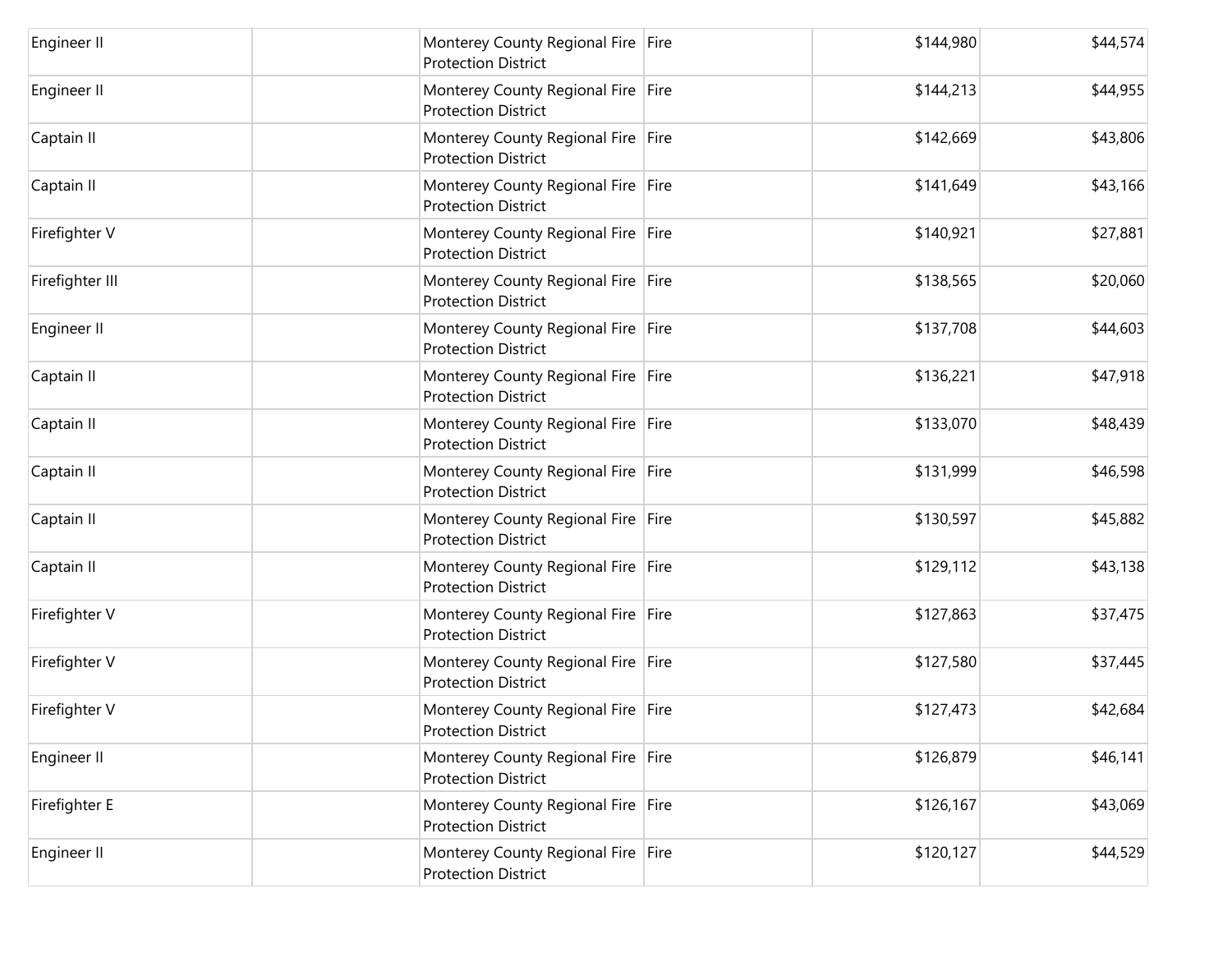| | | | | | |
|---|---|---|---|---|---|
| Engineer II | | Monterey County Regional Fire Protection District | Fire | $144,980 | $44,574 |
| Engineer II | | Monterey County Regional Fire Protection District | Fire | $144,213 | $44,955 |
| Captain II | | Monterey County Regional Fire Protection District | Fire | $142,669 | $43,806 |
| Captain II | | Monterey County Regional Fire Protection District | Fire | $141,649 | $43,166 |
| Firefighter V | | Monterey County Regional Fire Protection District | Fire | $140,921 | $27,881 |
| Firefighter III | | Monterey County Regional Fire Protection District | Fire | $138,565 | $20,060 |
| Engineer II | | Monterey County Regional Fire Protection District | Fire | $137,708 | $44,603 |
| Captain II | | Monterey County Regional Fire Protection District | Fire | $136,221 | $47,918 |
| Captain II | | Monterey County Regional Fire Protection District | Fire | $133,070 | $48,439 |
| Captain II | | Monterey County Regional Fire Protection District | Fire | $131,999 | $46,598 |
| Captain II | | Monterey County Regional Fire Protection District | Fire | $130,597 | $45,882 |
| Captain II | | Monterey County Regional Fire Protection District | Fire | $129,112 | $43,138 |
| Firefighter V | | Monterey County Regional Fire Protection District | Fire | $127,863 | $37,475 |
| Firefighter V | | Monterey County Regional Fire Protection District | Fire | $127,580 | $37,445 |
| Firefighter V | | Monterey County Regional Fire Protection District | Fire | $127,473 | $42,684 |
| Engineer II | | Monterey County Regional Fire Protection District | Fire | $126,879 | $46,141 |
| Firefighter E | | Monterey County Regional Fire Protection District | Fire | $126,167 | $43,069 |
| Engineer II | | Monterey County Regional Fire Protection District | Fire | $120,127 | $44,529 |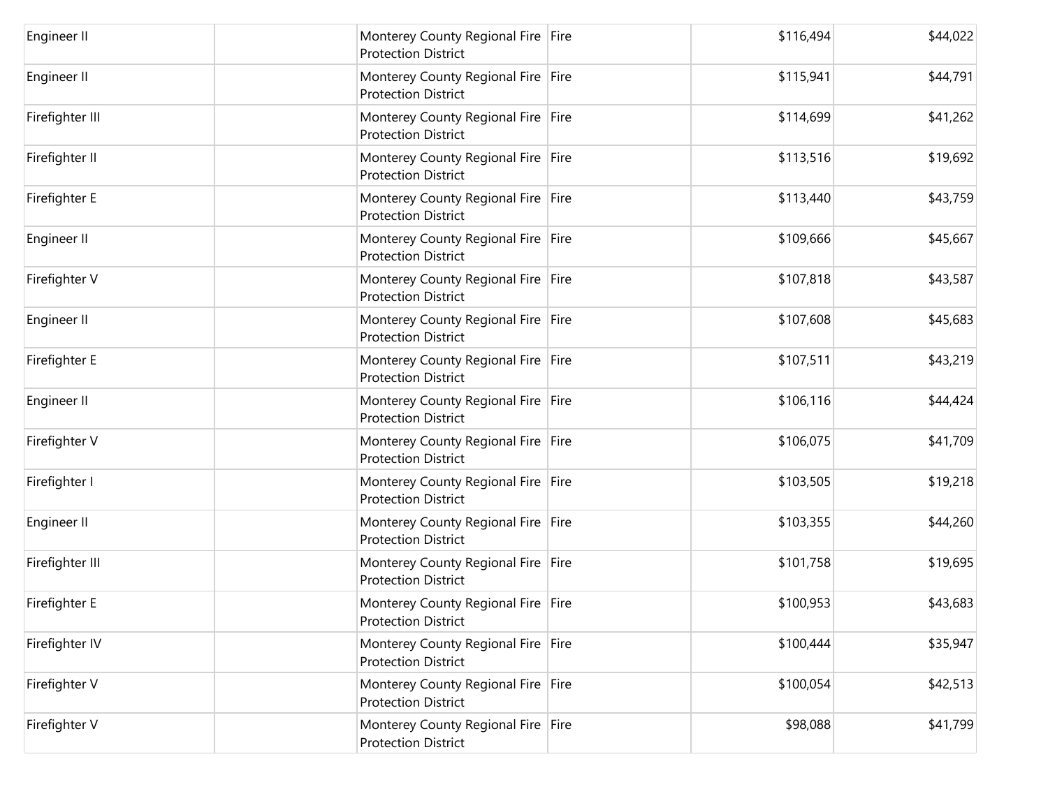| | | | | | |
|---|---|---|---|---|---|
| Engineer II | | Monterey County Regional Fire Protection District | Fire | $116,494 | $44,022 |
| Engineer II | | Monterey County Regional Fire Protection District | Fire | $115,941 | $44,791 |
| Firefighter III | | Monterey County Regional Fire Protection District | Fire | $114,699 | $41,262 |
| Firefighter II | | Monterey County Regional Fire Protection District | Fire | $113,516 | $19,692 |
| Firefighter E | | Monterey County Regional Fire Protection District | Fire | $113,440 | $43,759 |
| Engineer II | | Monterey County Regional Fire Protection District | Fire | $109,666 | $45,667 |
| Firefighter V | | Monterey County Regional Fire Protection District | Fire | $107,818 | $43,587 |
| Engineer II | | Monterey County Regional Fire Protection District | Fire | $107,608 | $45,683 |
| Firefighter E | | Monterey County Regional Fire Protection District | Fire | $107,511 | $43,219 |
| Engineer II | | Monterey County Regional Fire Protection District | Fire | $106,116 | $44,424 |
| Firefighter V | | Monterey County Regional Fire Protection District | Fire | $106,075 | $41,709 |
| Firefighter I | | Monterey County Regional Fire Protection District | Fire | $103,505 | $19,218 |
| Engineer II | | Monterey County Regional Fire Protection District | Fire | $103,355 | $44,260 |
| Firefighter III | | Monterey County Regional Fire Protection District | Fire | $101,758 | $19,695 |
| Firefighter E | | Monterey County Regional Fire Protection District | Fire | $100,953 | $43,683 |
| Firefighter IV | | Monterey County Regional Fire Protection District | Fire | $100,444 | $35,947 |
| Firefighter V | | Monterey County Regional Fire Protection District | Fire | $100,054 | $42,513 |
| Firefighter V | | Monterey County Regional Fire Protection District | Fire | $98,088 | $41,799 |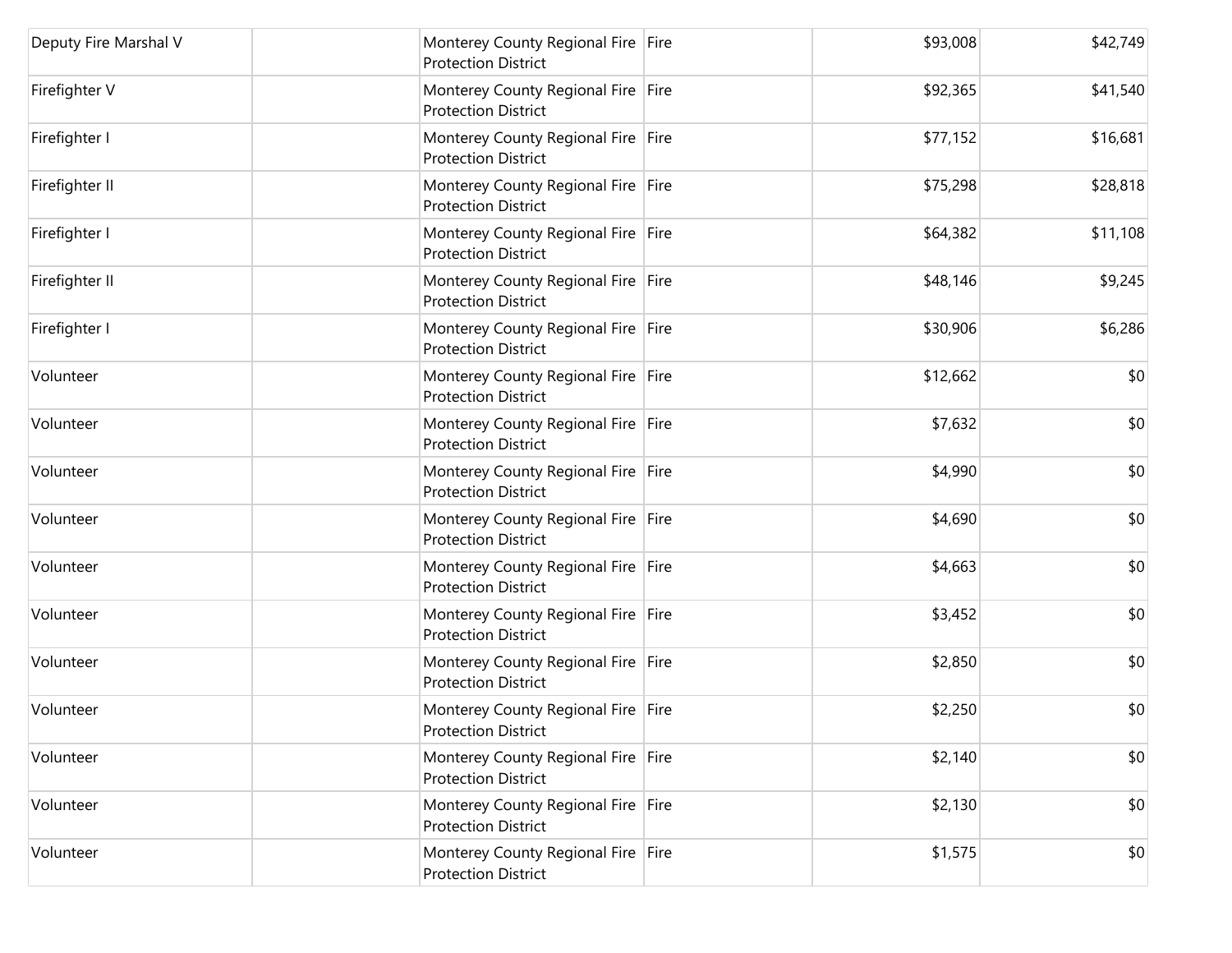| | | | | | |
|---|---|---|---|---|---|
| Deputy Fire Marshal V | | Monterey County Regional Fire Protection District | Fire | $93,008 | $42,749 |
| Firefighter V | | Monterey County Regional Fire Protection District | Fire | $92,365 | $41,540 |
| Firefighter I | | Monterey County Regional Fire Protection District | Fire | $77,152 | $16,681 |
| Firefighter II | | Monterey County Regional Fire Protection District | Fire | $75,298 | $28,818 |
| Firefighter I | | Monterey County Regional Fire Protection District | Fire | $64,382 | $11,108 |
| Firefighter II | | Monterey County Regional Fire Protection District | Fire | $48,146 | $9,245 |
| Firefighter I | | Monterey County Regional Fire Protection District | Fire | $30,906 | $6,286 |
| Volunteer | | Monterey County Regional Fire Protection District | Fire | $12,662 | $0 |
| Volunteer | | Monterey County Regional Fire Protection District | Fire | $7,632 | $0 |
| Volunteer | | Monterey County Regional Fire Protection District | Fire | $4,990 | $0 |
| Volunteer | | Monterey County Regional Fire Protection District | Fire | $4,690 | $0 |
| Volunteer | | Monterey County Regional Fire Protection District | Fire | $4,663 | $0 |
| Volunteer | | Monterey County Regional Fire Protection District | Fire | $3,452 | $0 |
| Volunteer | | Monterey County Regional Fire Protection District | Fire | $2,850 | $0 |
| Volunteer | | Monterey County Regional Fire Protection District | Fire | $2,250 | $0 |
| Volunteer | | Monterey County Regional Fire Protection District | Fire | $2,140 | $0 |
| Volunteer | | Monterey County Regional Fire Protection District | Fire | $2,130 | $0 |
| Volunteer | | Monterey County Regional Fire Protection District | Fire | $1,575 | $0 |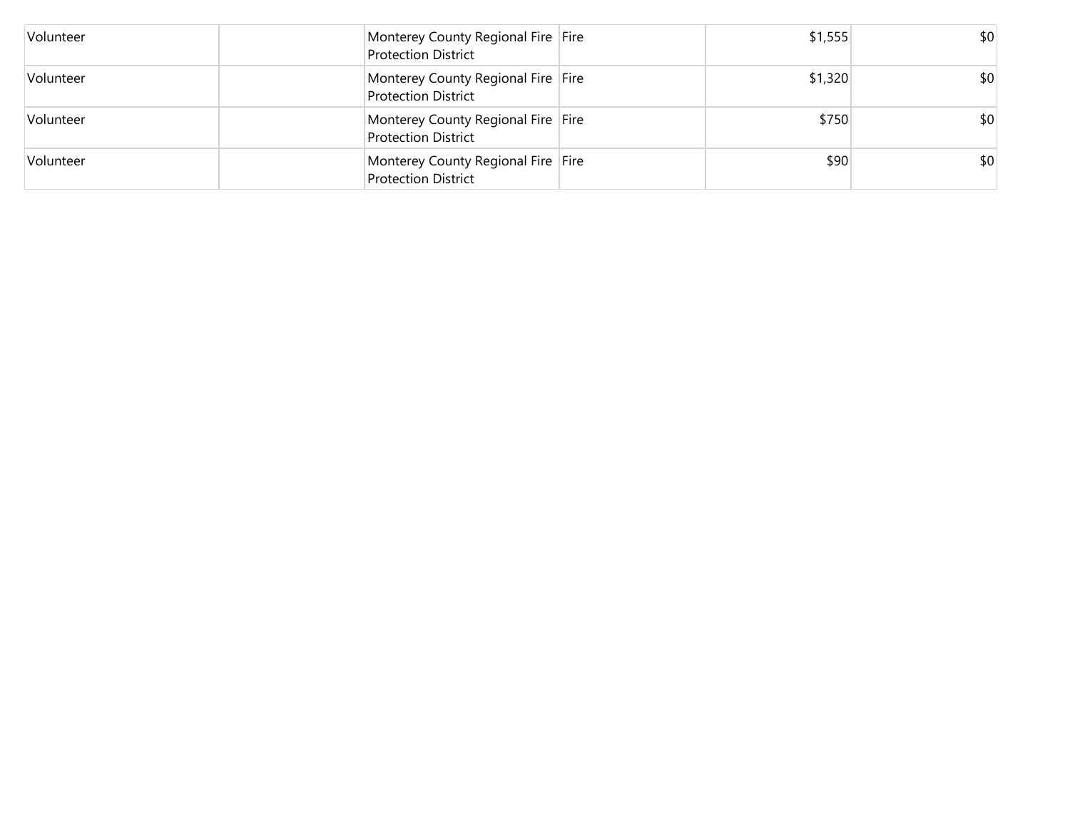| | | | | | |
|---|---|---|---|---|---|
| Volunteer | | Monterey County Regional Fire Protection District | Fire | $1,555 | $0 |
| Volunteer | | Monterey County Regional Fire Protection District | Fire | $1,320 | $0 |
| Volunteer | | Monterey County Regional Fire Protection District | Fire | $750 | $0 |
| Volunteer | | Monterey County Regional Fire Protection District | Fire | $90 | $0 |